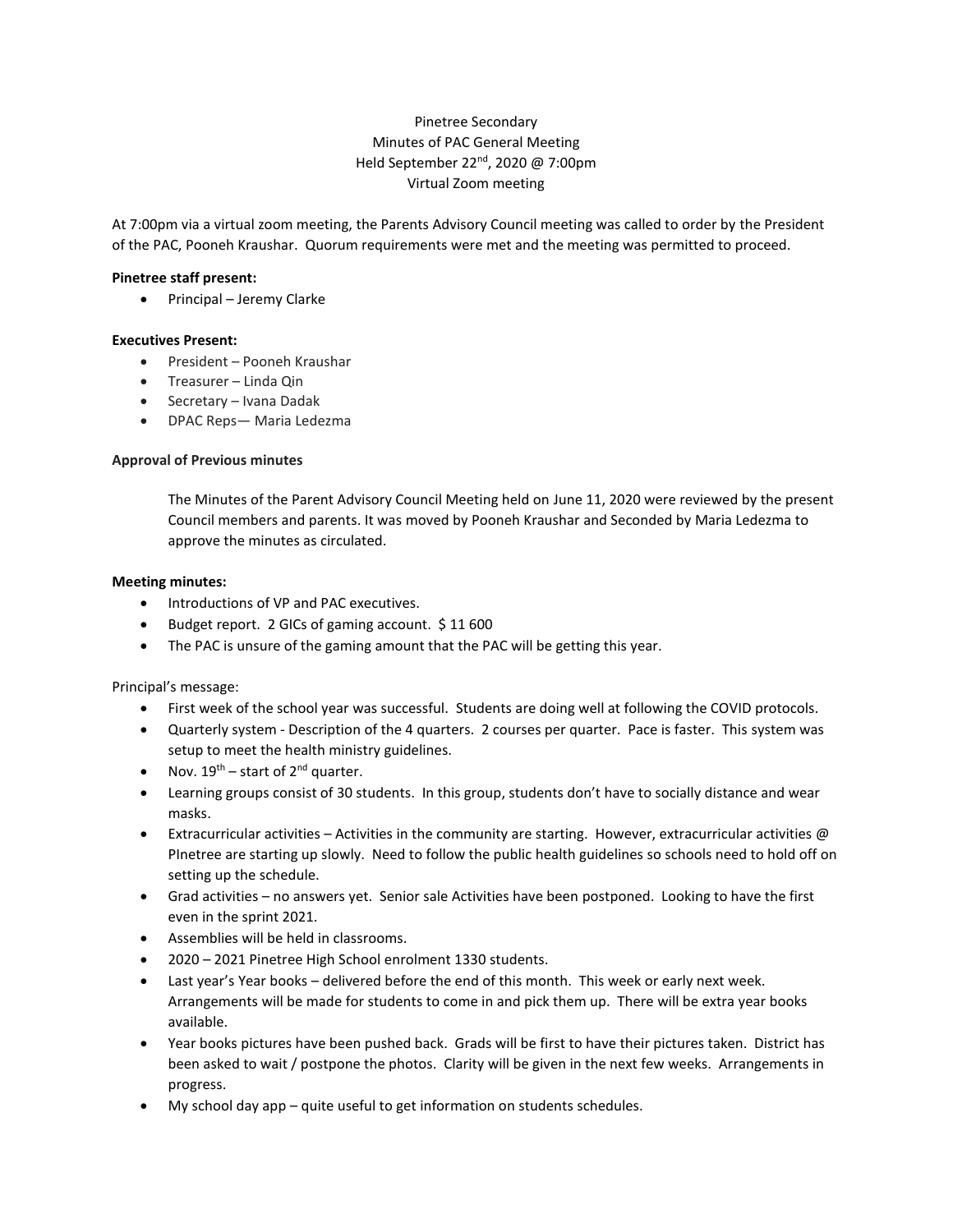Pinetree Secondary
Minutes of PAC General Meeting
Held September 22nd, 2020 @ 7:00pm
Virtual Zoom meeting

At 7:00pm via a virtual zoom meeting, the Parents Advisory Council meeting was called to order by the President of the PAC, Pooneh Kraushar. Quorum requirements were met and the meeting was permitted to proceed.

**Pinetree staff present:**

- Principal – Jeremy Clarke

**Executives Present:**

- President – Pooneh Kraushar
- Treasurer – Linda Qin
- Secretary – Ivana Dadak
- DPAC Reps— Maria Ledezma

**Approval of Previous minutes**

The Minutes of the Parent Advisory Council Meeting held on June 11, 2020 were reviewed by the present Council members and parents. It was moved by Pooneh Kraushar and Seconded by Maria Ledezma to approve the minutes as circulated.

**Meeting minutes:**

- Introductions of VP and PAC executives.
- Budget report. 2 GICs of gaming account. $ 11 600
- The PAC is unsure of the gaming amount that the PAC will be getting this year.

Principal's message:

- First week of the school year was successful. Students are doing well at following the COVID protocols.
- Quarterly system - Description of the 4 quarters. 2 courses per quarter. Pace is faster. This system was setup to meet the health ministry guidelines.
- Nov. 19th – start of 2nd quarter.
- Learning groups consist of 30 students. In this group, students don't have to socially distance and wear masks.
- Extracurricular activities – Activities in the community are starting. However, extracurricular activities @ PInetree are starting up slowly. Need to follow the public health guidelines so schools need to hold off on setting up the schedule.
- Grad activities – no answers yet. Senior sale Activities have been postponed. Looking to have the first even in the sprint 2021.
- Assemblies will be held in classrooms.
- 2020 – 2021 Pinetree High School enrolment 1330 students.
- Last year's Year books – delivered before the end of this month. This week or early next week. Arrangements will be made for students to come in and pick them up. There will be extra year books available.
- Year books pictures have been pushed back. Grads will be first to have their pictures taken. District has been asked to wait / postpone the photos. Clarity will be given in the next few weeks. Arrangements in progress.
- My school day app – quite useful to get information on students schedules.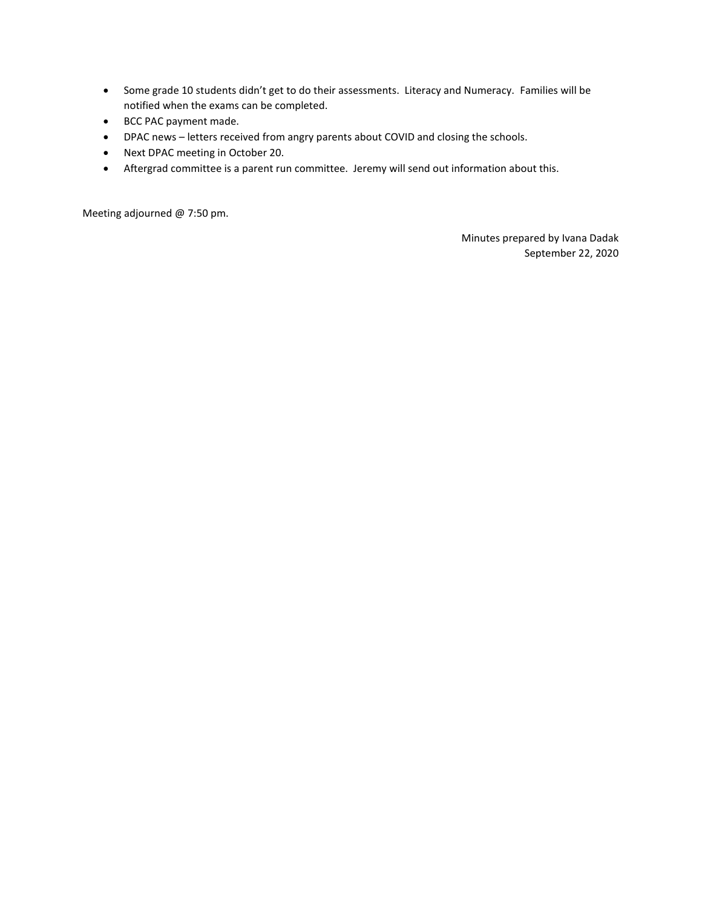- Some grade 10 students didn't get to do their assessments. Literacy and Numeracy. Families will be notified when the exams can be completed.
- BCC PAC payment made.
- DPAC news – letters received from angry parents about COVID and closing the schools.
- Next DPAC meeting in October 20.
- Aftergrad committee is a parent run committee. Jeremy will send out information about this.

Meeting adjourned @ 7:50 pm.

Minutes prepared by Ivana Dadak
September 22, 2020